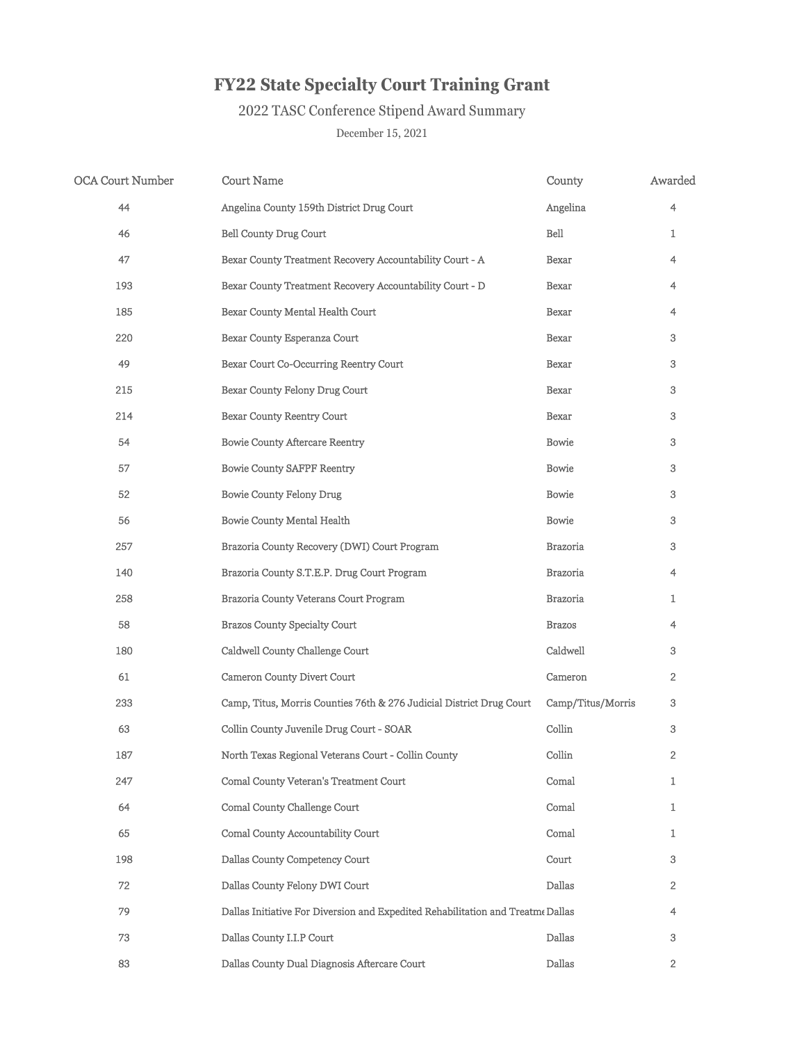# FY22 State Specialty Court Training Grant

## 2022 TASC Conference Stipend Award Summary

December 15, 2021

| OCA Court Number | Court Name | County | Awarded |
|---|---|---|---|
| 44 | Angelina County 159th District Drug Court | Angelina | 4 |
| 46 | Bell County Drug Court | Bell | 1 |
| 47 | Bexar County Treatment Recovery Accountability Court - A | Bexar | 4 |
| 193 | Bexar County Treatment Recovery Accountability Court - D | Bexar | 4 |
| 185 | Bexar County Mental Health Court | Bexar | 4 |
| 220 | Bexar County Esperanza Court | Bexar | 3 |
| 49 | Bexar Court Co-Occurring Reentry Court | Bexar | 3 |
| 215 | Bexar County Felony Drug Court | Bexar | 3 |
| 214 | Bexar County Reentry Court | Bexar | 3 |
| 54 | Bowie County Aftercare Reentry | Bowie | 3 |
| 57 | Bowie County SAFPF Reentry | Bowie | 3 |
| 52 | Bowie County Felony Drug | Bowie | 3 |
| 56 | Bowie County Mental Health | Bowie | 3 |
| 257 | Brazoria County Recovery (DWI) Court Program | Brazoria | 3 |
| 140 | Brazoria County S.T.E.P. Drug Court Program | Brazoria | 4 |
| 258 | Brazoria County Veterans Court Program | Brazoria | 1 |
| 58 | Brazos County Specialty Court | Brazos | 4 |
| 180 | Caldwell County Challenge Court | Caldwell | 3 |
| 61 | Cameron County Divert Court | Cameron | 2 |
| 233 | Camp, Titus, Morris Counties 76th & 276 Judicial District Drug Court | Camp/Titus/Morris | 3 |
| 63 | Collin County Juvenile Drug Court - SOAR | Collin | 3 |
| 187 | North Texas Regional Veterans Court - Collin County | Collin | 2 |
| 247 | Comal County Veteran's Treatment Court | Comal | 1 |
| 64 | Comal County Challenge Court | Comal | 1 |
| 65 | Comal County Accountability Court | Comal | 1 |
| 198 | Dallas County Competency Court | Court | 3 |
| 72 | Dallas County Felony DWI Court | Dallas | 2 |
| 79 | Dallas Initiative For Diversion and Expedited Rehabilitation and Treatme | Dallas | 4 |
| 73 | Dallas County I.I.P Court | Dallas | 3 |
| 83 | Dallas County Dual Diagnosis Aftercare Court | Dallas | 2 |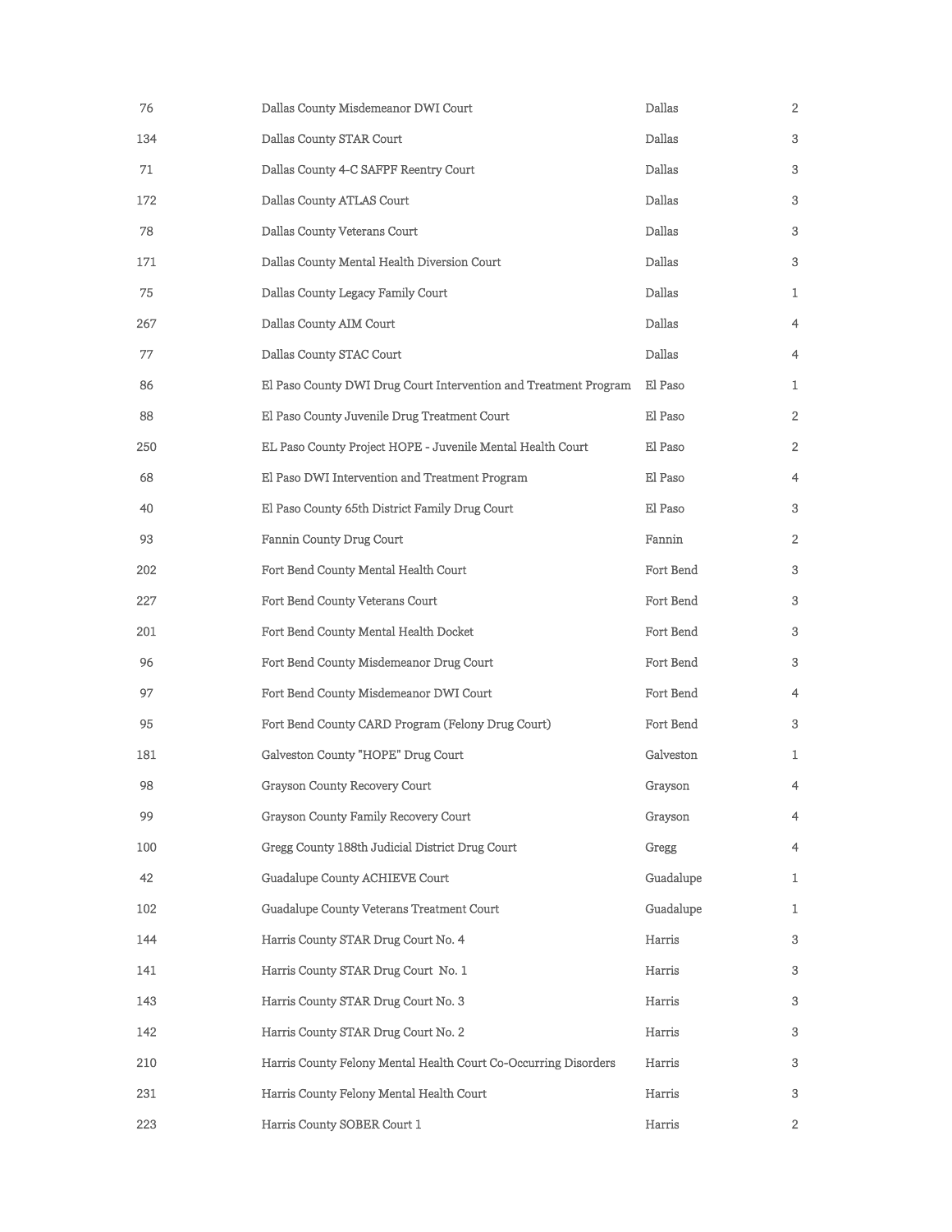| | | | |
|---|---|---|---|
| 76 | Dallas County Misdemeanor DWI Court | Dallas | 2 |
| 134 | Dallas County STAR Court | Dallas | 3 |
| 71 | Dallas County 4-C SAFPF Reentry Court | Dallas | 3 |
| 172 | Dallas County ATLAS Court | Dallas | 3 |
| 78 | Dallas County Veterans Court | Dallas | 3 |
| 171 | Dallas County Mental Health Diversion Court | Dallas | 3 |
| 75 | Dallas County Legacy Family Court | Dallas | 1 |
| 267 | Dallas County AIM Court | Dallas | 4 |
| 77 | Dallas County STAC Court | Dallas | 4 |
| 86 | El Paso County DWI Drug Court Intervention and Treatment Program | El Paso | 1 |
| 88 | El Paso County Juvenile Drug Treatment Court | El Paso | 2 |
| 250 | EL Paso County Project HOPE - Juvenile Mental Health Court | El Paso | 2 |
| 68 | El Paso DWI Intervention and Treatment Program | El Paso | 4 |
| 40 | El Paso County 65th District Family Drug Court | El Paso | 3 |
| 93 | Fannin County Drug Court | Fannin | 2 |
| 202 | Fort Bend County Mental Health Court | Fort Bend | 3 |
| 227 | Fort Bend County Veterans Court | Fort Bend | 3 |
| 201 | Fort Bend County Mental Health Docket | Fort Bend | 3 |
| 96 | Fort Bend County Misdemeanor Drug Court | Fort Bend | 3 |
| 97 | Fort Bend County Misdemeanor DWI Court | Fort Bend | 4 |
| 95 | Fort Bend County CARD Program (Felony Drug Court) | Fort Bend | 3 |
| 181 | Galveston County "HOPE" Drug Court | Galveston | 1 |
| 98 | Grayson County Recovery Court | Grayson | 4 |
| 99 | Grayson County Family Recovery Court | Grayson | 4 |
| 100 | Gregg County 188th Judicial District Drug Court | Gregg | 4 |
| 42 | Guadalupe County ACHIEVE Court | Guadalupe | 1 |
| 102 | Guadalupe County Veterans Treatment Court | Guadalupe | 1 |
| 144 | Harris County STAR Drug Court No. 4 | Harris | 3 |
| 141 | Harris County STAR Drug Court No. 1 | Harris | 3 |
| 143 | Harris County STAR Drug Court No. 3 | Harris | 3 |
| 142 | Harris County STAR Drug Court No. 2 | Harris | 3 |
| 210 | Harris County Felony Mental Health Court Co-Occurring Disorders | Harris | 3 |
| 231 | Harris County Felony Mental Health Court | Harris | 3 |
| 223 | Harris County SOBER Court 1 | Harris | 2 |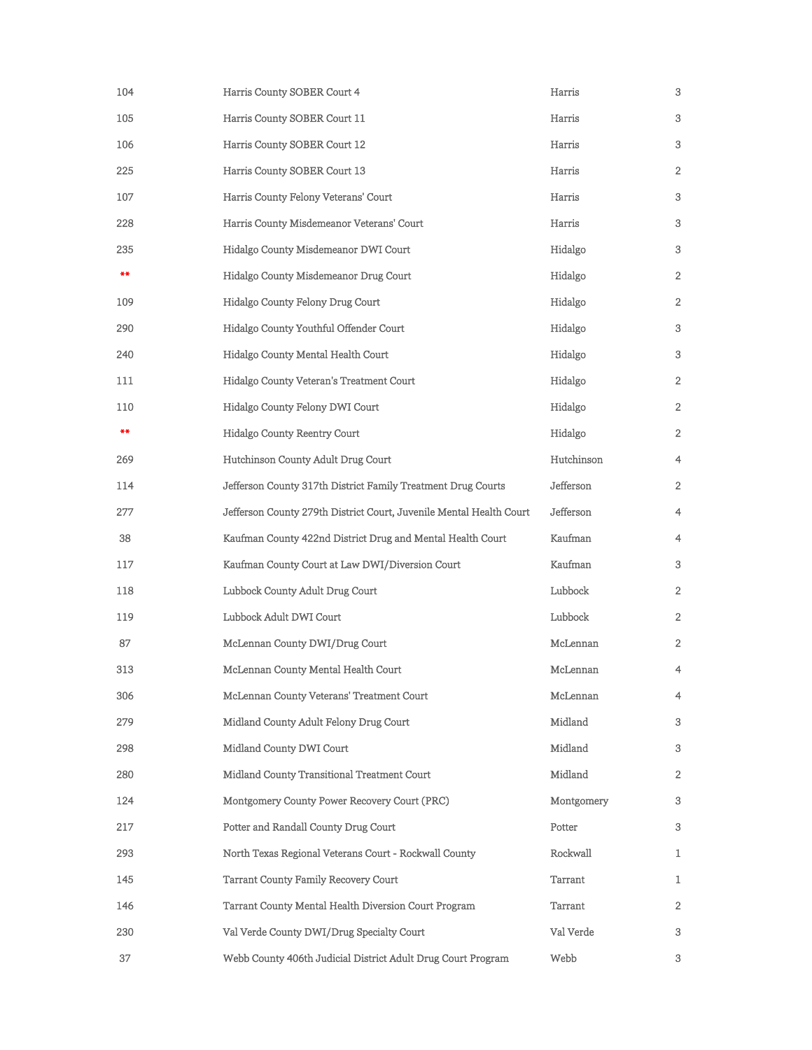| | | | |
|---|---|---|---|
| 104 | Harris County SOBER Court 4 | Harris | 3 |
| 105 | Harris County SOBER Court 11 | Harris | 3 |
| 106 | Harris County SOBER Court 12 | Harris | 3 |
| 225 | Harris County SOBER Court 13 | Harris | 2 |
| 107 | Harris County Felony Veterans' Court | Harris | 3 |
| 228 | Harris County Misdemeanor Veterans' Court | Harris | 3 |
| 235 | Hidalgo County Misdemeanor DWI Court | Hidalgo | 3 |
| ** | Hidalgo County Misdemeanor Drug Court | Hidalgo | 2 |
| 109 | Hidalgo County Felony Drug Court | Hidalgo | 2 |
| 290 | Hidalgo County Youthful Offender Court | Hidalgo | 3 |
| 240 | Hidalgo County Mental Health Court | Hidalgo | 3 |
| 111 | Hidalgo County Veteran's Treatment Court | Hidalgo | 2 |
| 110 | Hidalgo County Felony DWI Court | Hidalgo | 2 |
| ** | Hidalgo County Reentry Court | Hidalgo | 2 |
| 269 | Hutchinson County Adult Drug Court | Hutchinson | 4 |
| 114 | Jefferson County 317th District Family Treatment Drug Courts | Jefferson | 2 |
| 277 | Jefferson County 279th District Court, Juvenile Mental Health Court | Jefferson | 4 |
| 38 | Kaufman County 422nd District Drug and Mental Health Court | Kaufman | 4 |
| 117 | Kaufman County Court at Law DWI/Diversion Court | Kaufman | 3 |
| 118 | Lubbock County Adult Drug Court | Lubbock | 2 |
| 119 | Lubbock Adult DWI Court | Lubbock | 2 |
| 87 | McLennan County DWI/Drug Court | McLennan | 2 |
| 313 | McLennan County Mental Health Court | McLennan | 4 |
| 306 | McLennan County Veterans' Treatment Court | McLennan | 4 |
| 279 | Midland County Adult Felony Drug Court | Midland | 3 |
| 298 | Midland County DWI Court | Midland | 3 |
| 280 | Midland County Transitional Treatment Court | Midland | 2 |
| 124 | Montgomery County Power Recovery Court (PRC) | Montgomery | 3 |
| 217 | Potter and Randall County Drug Court | Potter | 3 |
| 293 | North Texas Regional Veterans Court - Rockwall County | Rockwall | 1 |
| 145 | Tarrant County Family Recovery Court | Tarrant | 1 |
| 146 | Tarrant County Mental Health Diversion Court Program | Tarrant | 2 |
| 230 | Val Verde County DWI/Drug Specialty Court | Val Verde | 3 |
| 37 | Webb County 406th Judicial District Adult Drug Court Program | Webb | 3 |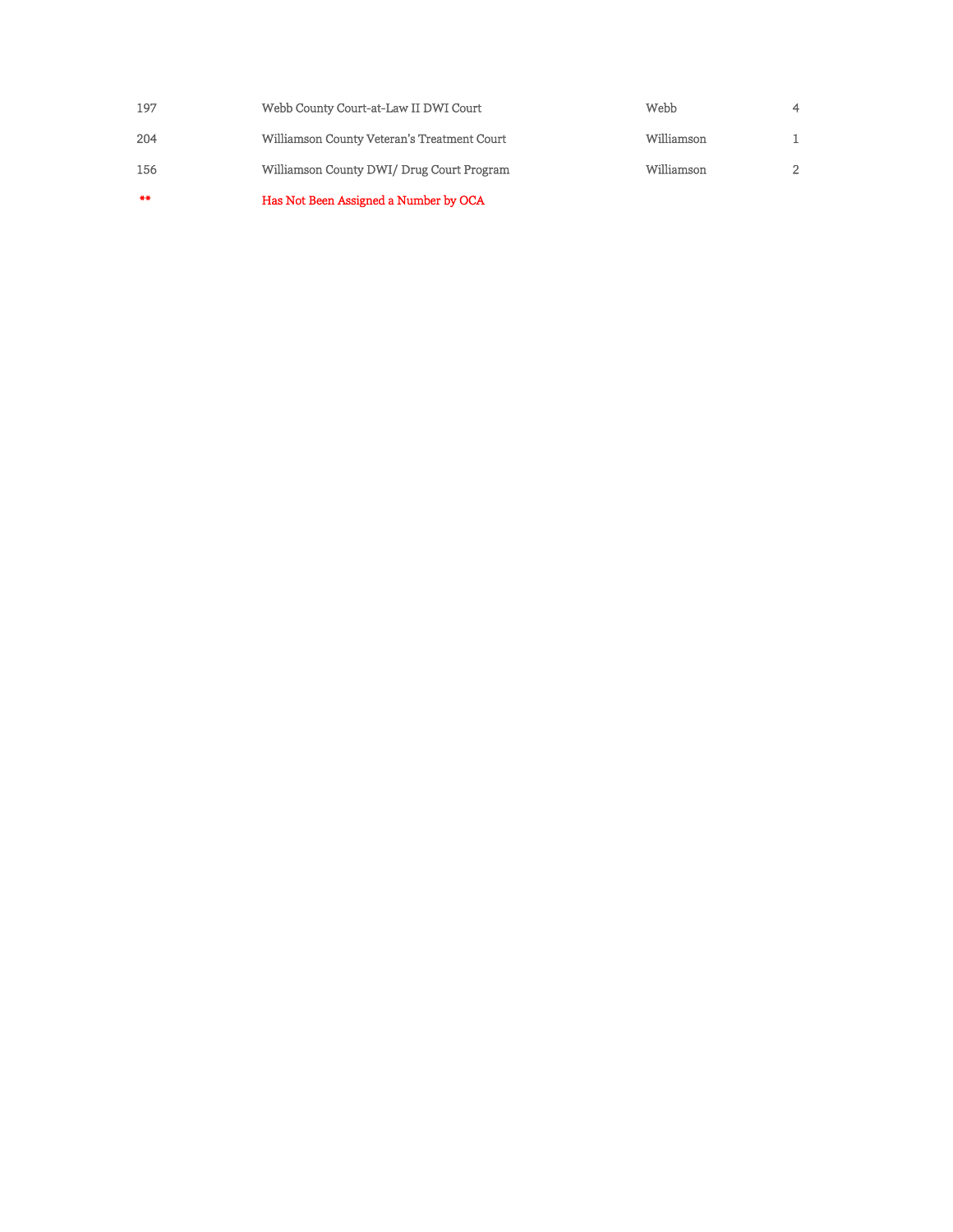| | | | |
|---|---|---|---|
| 197 | Webb County Court-at-Law II DWI Court | Webb | 4 |
| 204 | Williamson County Veteran's Treatment Court | Williamson | 1 |
| 156 | Williamson County DWI/ Drug Court Program | Williamson | 2 |
| ** | Has Not Been Assigned a Number by OCA | | |